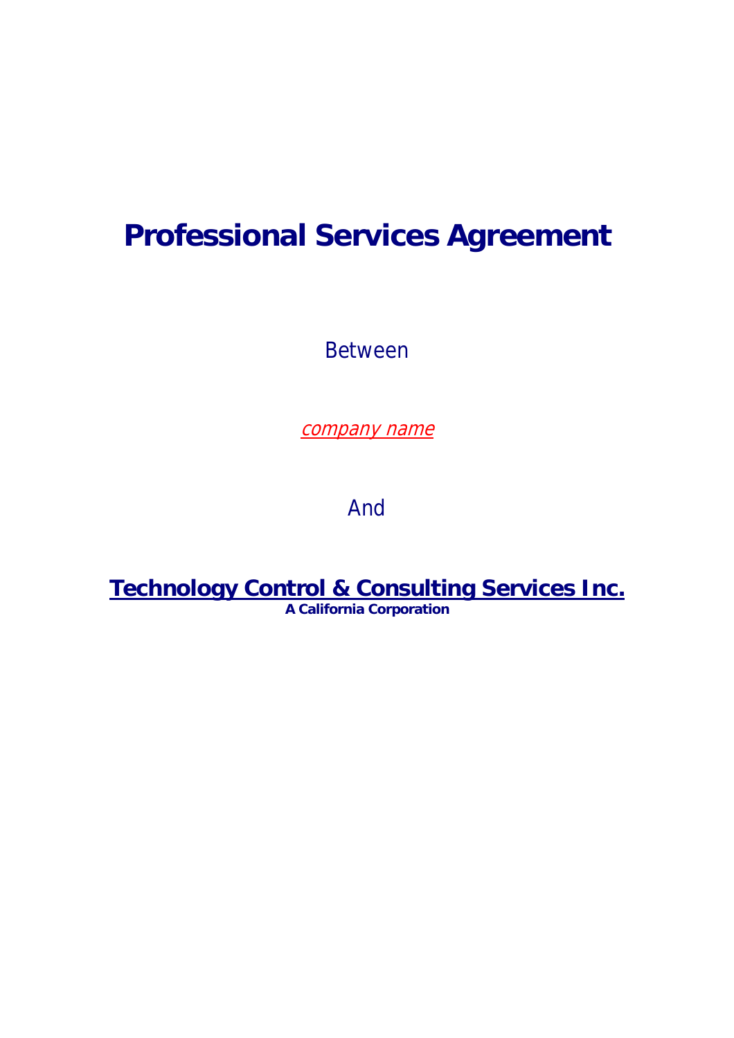# Professional Services Agreement

Between

*company name*

And

**Technology Control & Consulting Services Inc.**

**A California Corporation**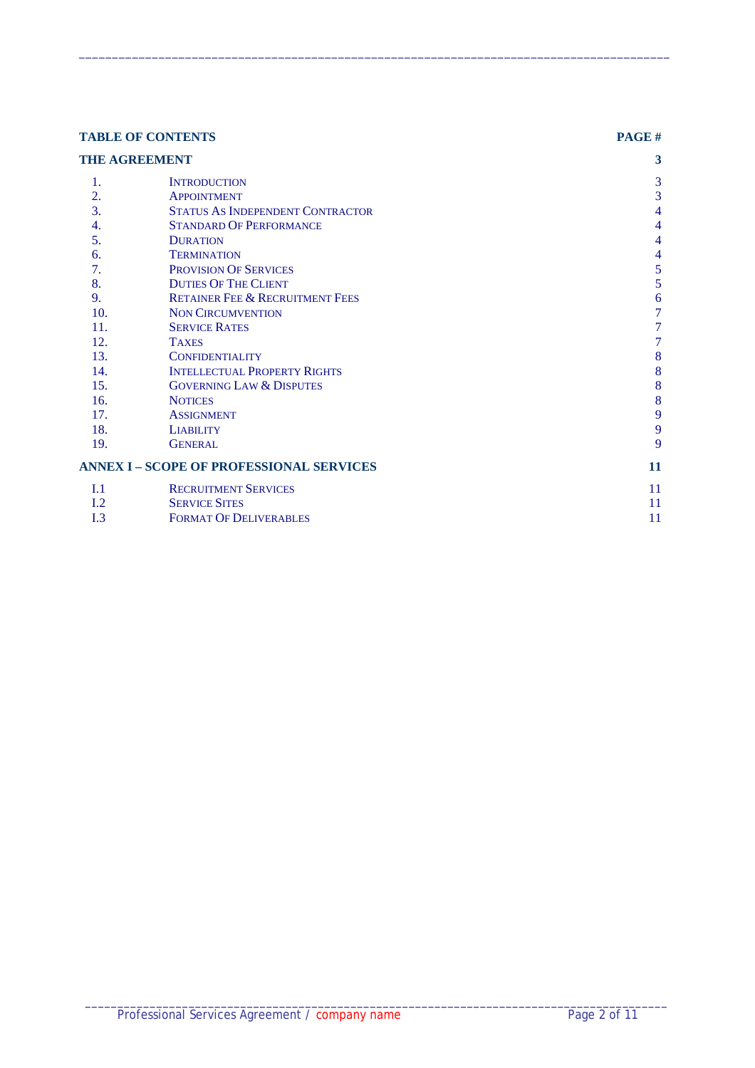| TABLE OF CONTENTS | | PAGE # |
|---|---|---|
| **THE AGREEMENT** | | **3** |
| 1. | Introduction | 3 |
| 2. | Appointment | 3 |
| 3. | Status As Independent Contractor | 4 |
| 4. | Standard Of Performance | 4 |
| 5. | Duration | 4 |
| 6. | Termination | 4 |
| 7. | Provision Of Services | 5 |
| 8. | Duties Of The Client | 5 |
| 9. | Retainer Fee & Recruitment Fees | 6 |
| 10. | Non Circumvention | 7 |
| 11. | Service Rates | 7 |
| 12. | Taxes | 7 |
| 13. | Confidentiality | 8 |
| 14. | Intellectual Property Rights | 8 |
| 15. | Governing Law & Disputes | 8 |
| 16. | Notices | 8 |
| 17. | Assignment | 9 |
| 18. | Liability | 9 |
| 19. | General | 9 |
| **ANNEX I – SCOPE OF PROFESSIONAL SERVICES** | | **11** |
| I.1 | Recruitment Services | 11 |
| I.2 | Service Sites | 11 |
| I.3 | Format Of Deliverables | 11 |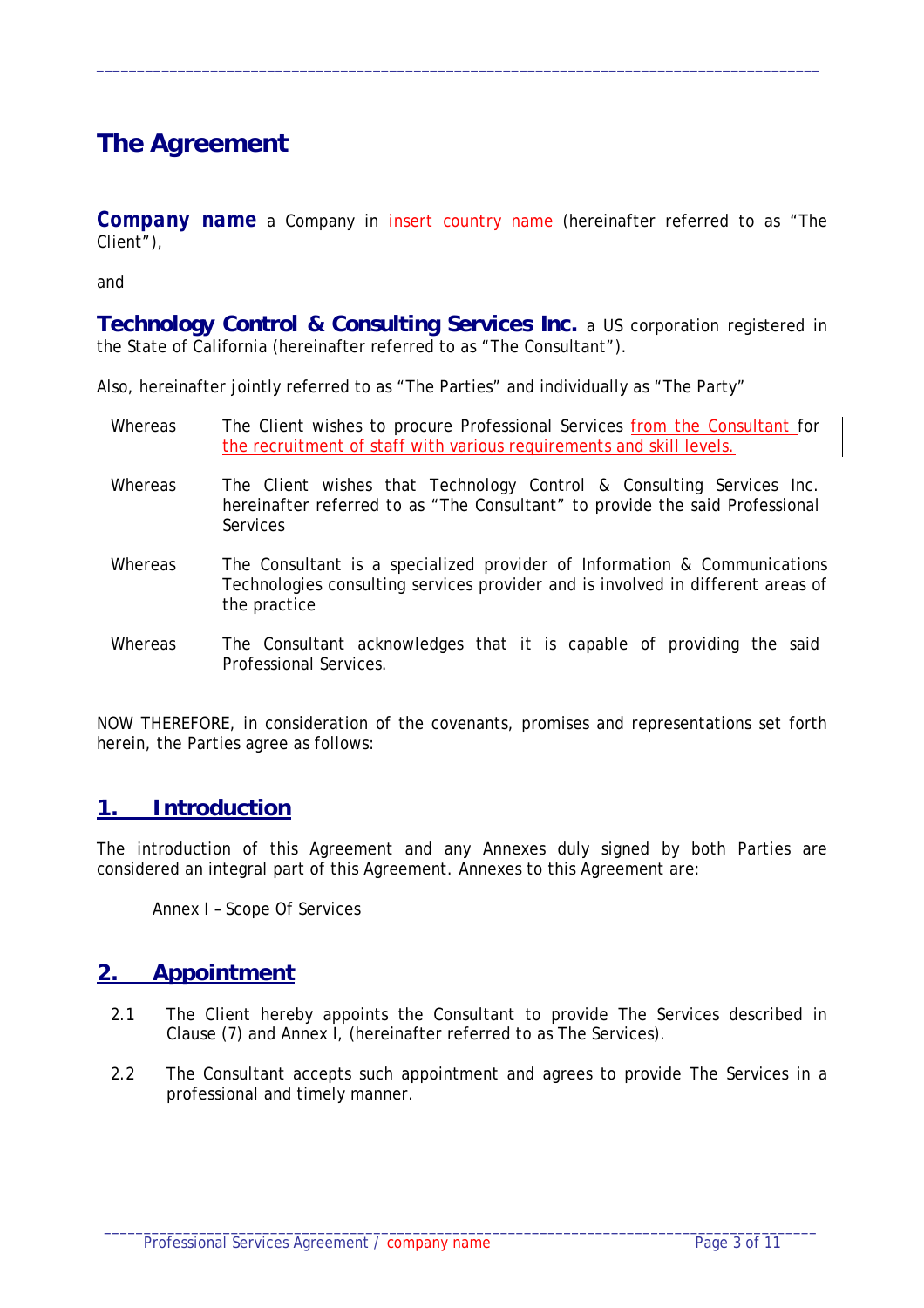# The Agreement

***Company name*** a Company in insert country name (hereinafter referred to as "The Client"),

and

**Technology Control & Consulting Services Inc.** a US corporation registered in the State of California (hereinafter referred to as "The Consultant").

Also, hereinafter jointly referred to as "The Parties" and individually as "The Party"

Whereas The Client wishes to procure Professional Services from the Consultant for the recruitment of staff with various requirements and skill levels.

Whereas The Client wishes that Technology Control & Consulting Services Inc. hereinafter referred to as "The Consultant" to provide the said Professional Services

Whereas The Consultant is a specialized provider of Information & Communications Technologies consulting services provider and is involved in different areas of the practice

Whereas The Consultant acknowledges that it is capable of providing the said Professional Services.

NOW THEREFORE, in consideration of the covenants, promises and representations set forth herein, the Parties agree as follows:

## 1. Introduction

The introduction of this Agreement and any Annexes duly signed by both Parties are considered an integral part of this Agreement. Annexes to this Agreement are:

Annex I – Scope Of Services

## 2. Appointment

2.1 The Client hereby appoints the Consultant to provide The Services described in Clause (7) and Annex I, (hereinafter referred to as The Services).

2.2 The Consultant accepts such appointment and agrees to provide The Services in a professional and timely manner.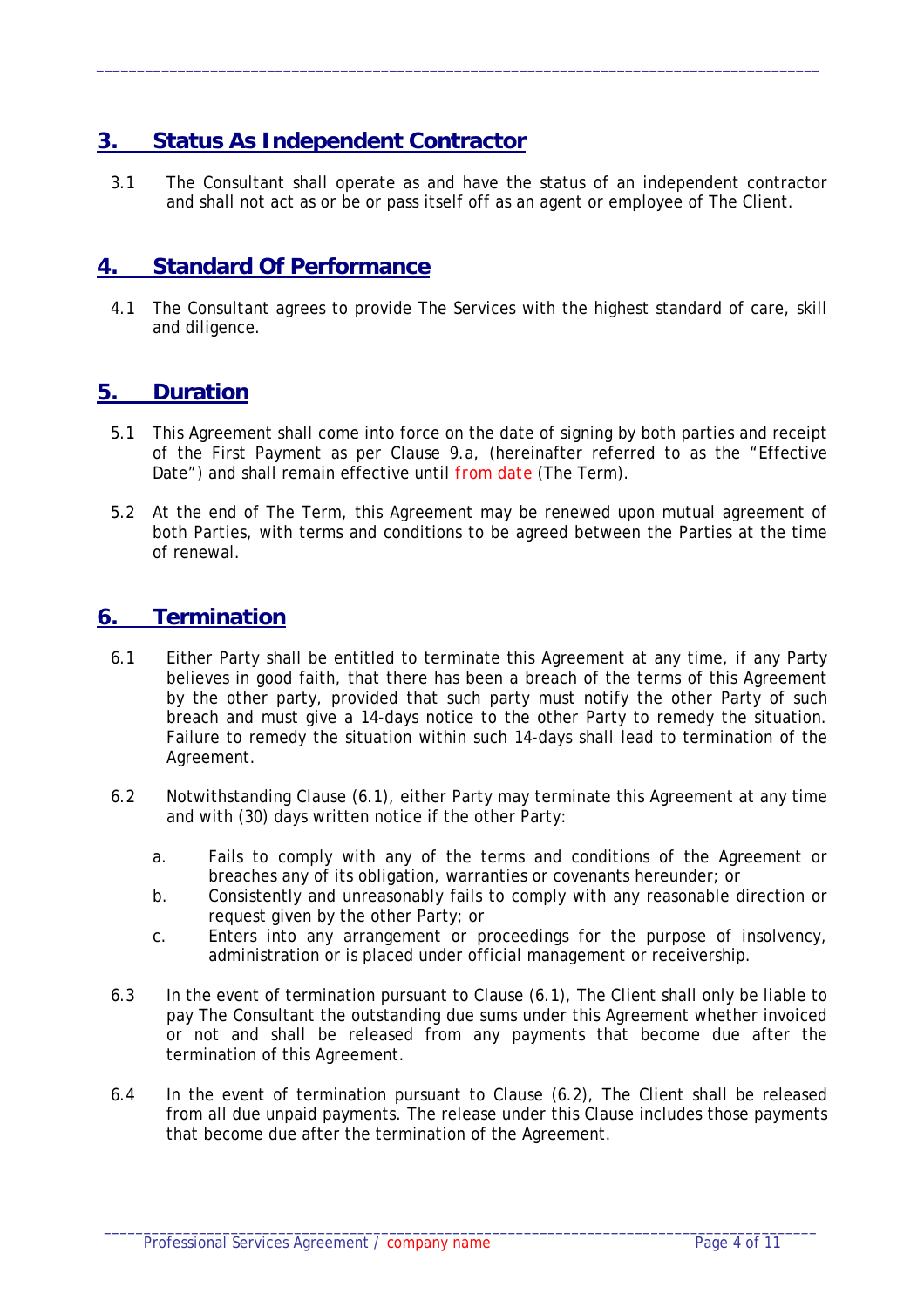## 3. Status As Independent Contractor

3.1 The Consultant shall operate as and have the status of an independent contractor and shall not act as or be or pass itself off as an agent or employee of The Client.

## 4. Standard Of Performance

4.1 The Consultant agrees to provide The Services with the highest standard of care, skill and diligence.

## 5. Duration

5.1 This Agreement shall come into force on the date of signing by both parties and receipt of the First Payment as per Clause 9.a, (hereinafter referred to as the "Effective Date") and shall remain effective until from date (The Term).

5.2 At the end of The Term, this Agreement may be renewed upon mutual agreement of both Parties, with terms and conditions to be agreed between the Parties at the time of renewal.

## 6. Termination

6.1 Either Party shall be entitled to terminate this Agreement at any time, if any Party believes in good faith, that there has been a breach of the terms of this Agreement by the other party, provided that such party must notify the other Party of such breach and must give a 14-days notice to the other Party to remedy the situation. Failure to remedy the situation within such 14-days shall lead to termination of the Agreement.

6.2 Notwithstanding Clause (6.1), either Party may terminate this Agreement at any time and with (30) days written notice if the other Party:

a. Fails to comply with any of the terms and conditions of the Agreement or breaches any of its obligation, warranties or covenants hereunder; or

b. Consistently and unreasonably fails to comply with any reasonable direction or request given by the other Party; or

c. Enters into any arrangement or proceedings for the purpose of insolvency, administration or is placed under official management or receivership.

6.3 In the event of termination pursuant to Clause (6.1), The Client shall only be liable to pay The Consultant the outstanding due sums under this Agreement whether invoiced or not and shall be released from any payments that become due after the termination of this Agreement.

6.4 In the event of termination pursuant to Clause (6.2), The Client shall be released from all due unpaid payments. The release under this Clause includes those payments that become due after the termination of the Agreement.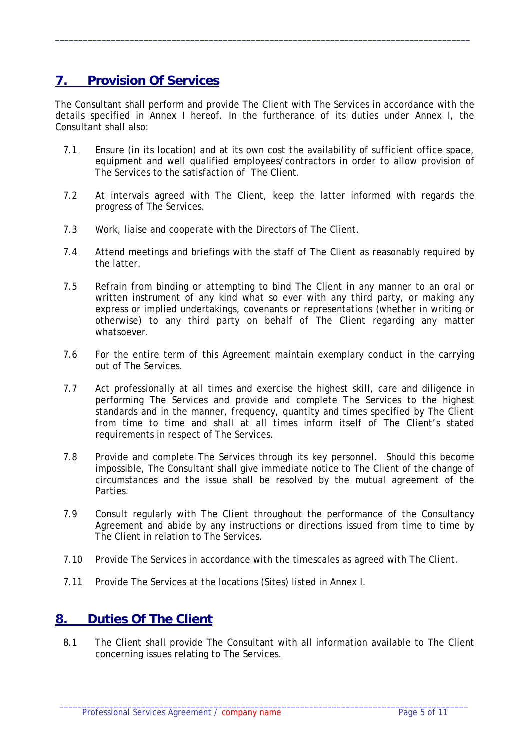## 7. Provision Of Services

The Consultant shall perform and provide The Client with The Services in accordance with the details specified in Annex I hereof. In the furtherance of its duties under Annex I, the Consultant shall also:

7.1 Ensure (in its location) and at its own cost the availability of sufficient office space, equipment and well qualified employees/contractors in order to allow provision of The Services to the satisfaction of The Client.

7.2 At intervals agreed with The Client, keep the latter informed with regards the progress of The Services.

7.3 Work, liaise and cooperate with the Directors of The Client.

7.4 Attend meetings and briefings with the staff of The Client as reasonably required by the latter.

7.5 Refrain from binding or attempting to bind The Client in any manner to an oral or written instrument of any kind what so ever with any third party, or making any express or implied undertakings, covenants or representations (whether in writing or otherwise) to any third party on behalf of The Client regarding any matter whatsoever.

7.6 For the entire term of this Agreement maintain exemplary conduct in the carrying out of The Services.

7.7 Act professionally at all times and exercise the highest skill, care and diligence in performing The Services and provide and complete The Services to the highest standards and in the manner, frequency, quantity and times specified by The Client from time to time and shall at all times inform itself of The Client's stated requirements in respect of The Services.

7.8 Provide and complete The Services through its key personnel. Should this become impossible, The Consultant shall give immediate notice to The Client of the change of circumstances and the issue shall be resolved by the mutual agreement of the Parties.

7.9 Consult regularly with The Client throughout the performance of the Consultancy Agreement and abide by any instructions or directions issued from time to time by The Client in relation to The Services.

7.10 Provide The Services in accordance with the timescales as agreed with The Client.

7.11 Provide The Services at the locations (Sites) listed in Annex I.

## 8. Duties Of The Client

8.1 The Client shall provide The Consultant with all information available to The Client concerning issues relating to The Services.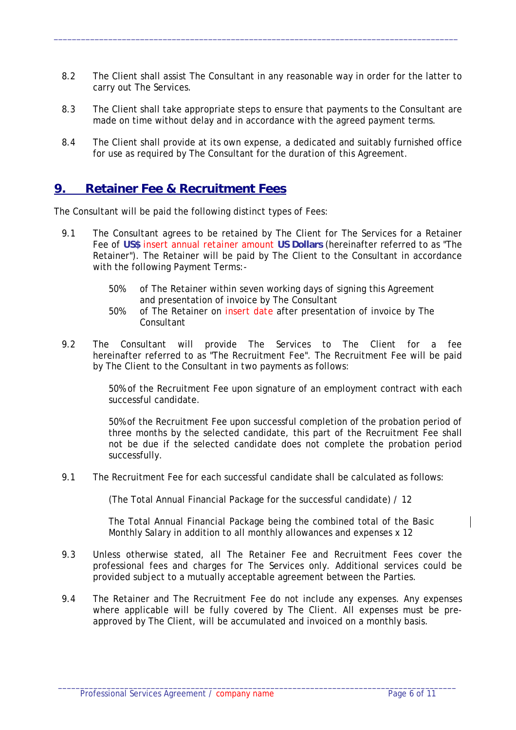8.2 The Client shall assist The Consultant in any reasonable way in order for the latter to carry out The Services.

8.3 The Client shall take appropriate steps to ensure that payments to the Consultant are made on time without delay and in accordance with the agreed payment terms.

8.4 The Client shall provide at its own expense, a dedicated and suitably furnished office for use as required by The Consultant for the duration of this Agreement.

## 9. Retainer Fee & Recruitment Fees

The Consultant will be paid the following distinct types of Fees:

9.1 The Consultant agrees to be retained by The Client for The Services for a Retainer Fee of **US$** insert annual retainer amount **US Dollars** (hereinafter referred to as "The Retainer"). The Retainer will be paid by The Client to the Consultant in accordance with the following Payment Terms:-

50% of The Retainer within seven working days of signing this Agreement and presentation of invoice by The Consultant

50% of The Retainer on insert date after presentation of invoice by The Consultant

9.2 The Consultant will provide The Services to The Client for a fee hereinafter referred to as "The Recruitment Fee". The Recruitment Fee will be paid by The Client to the Consultant in two payments as follows:

50% of the Recruitment Fee upon signature of an employment contract with each successful candidate.

50% of the Recruitment Fee upon successful completion of the probation period of three months by the selected candidate, this part of the Recruitment Fee shall not be due if the selected candidate does not complete the probation period successfully.

9.1 The Recruitment Fee for each successful candidate shall be calculated as follows:

(The Total Annual Financial Package for the successful candidate) / 12

The Total Annual Financial Package being the combined total of the Basic Monthly Salary in addition to all monthly allowances and expenses x 12

9.3 Unless otherwise stated, all The Retainer Fee and Recruitment Fees cover the professional fees and charges for The Services only. Additional services could be provided subject to a mutually acceptable agreement between the Parties.

9.4 The Retainer and The Recruitment Fee do not include any expenses. Any expenses where applicable will be fully covered by The Client. All expenses must be pre-approved by The Client, will be accumulated and invoiced on a monthly basis.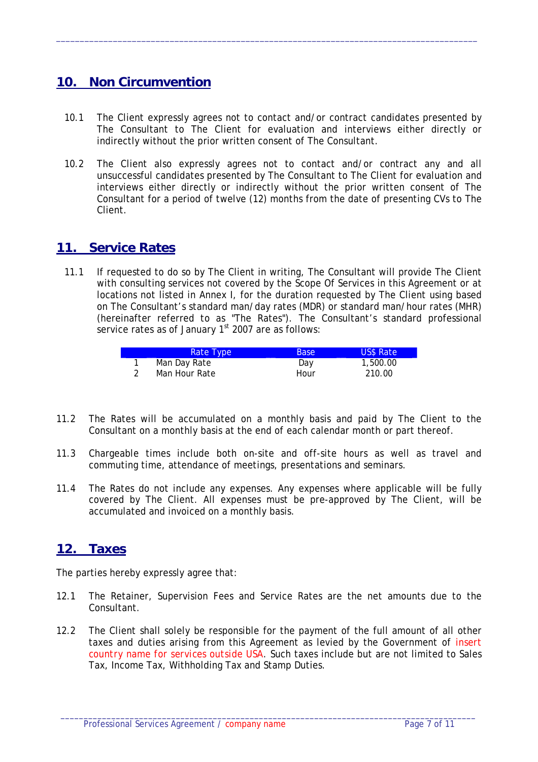## 10. Non Circumvention

10.1 The Client expressly agrees not to contact and/or contract candidates presented by The Consultant to The Client for evaluation and interviews either directly or indirectly without the prior written consent of The Consultant.

10.2 The Client also expressly agrees not to contact and/or contract any and all unsuccessful candidates presented by The Consultant to The Client for evaluation and interviews either directly or indirectly without the prior written consent of The Consultant for a period of twelve (12) months from the date of presenting CVs to The Client.

## 11. Service Rates

11.1 If requested to do so by The Client in writing, The Consultant will provide The Client with consulting services not covered by the Scope Of Services in this Agreement or at locations not listed in Annex I, for the duration requested by The Client using based on The Consultant's standard man/day rates (MDR) or standard man/hour rates (MHR) (hereinafter referred to as "The Rates"). The Consultant's standard professional service rates as of January 1st 2007 are as follows:

| | Rate Type | Base | US$ Rate |
|---|---|---|---|
| 1 | Man Day Rate | Day | 1,500.00 |
| 2 | Man Hour Rate | Hour | 210.00 |

11.2 The Rates will be accumulated on a monthly basis and paid by The Client to the Consultant on a monthly basis at the end of each calendar month or part thereof.

11.3 Chargeable times include both on-site and off-site hours as well as travel and commuting time, attendance of meetings, presentations and seminars.

11.4 The Rates do not include any expenses. Any expenses where applicable will be fully covered by The Client. All expenses must be pre-approved by The Client, will be accumulated and invoiced on a monthly basis.

## 12. Taxes

The parties hereby expressly agree that:

12.1 The Retainer, Supervision Fees and Service Rates are the net amounts due to the Consultant.

12.2 The Client shall solely be responsible for the payment of the full amount of all other taxes and duties arising from this Agreement as levied by the Government of insert country name for services outside USA. Such taxes include but are not limited to Sales Tax, Income Tax, Withholding Tax and Stamp Duties.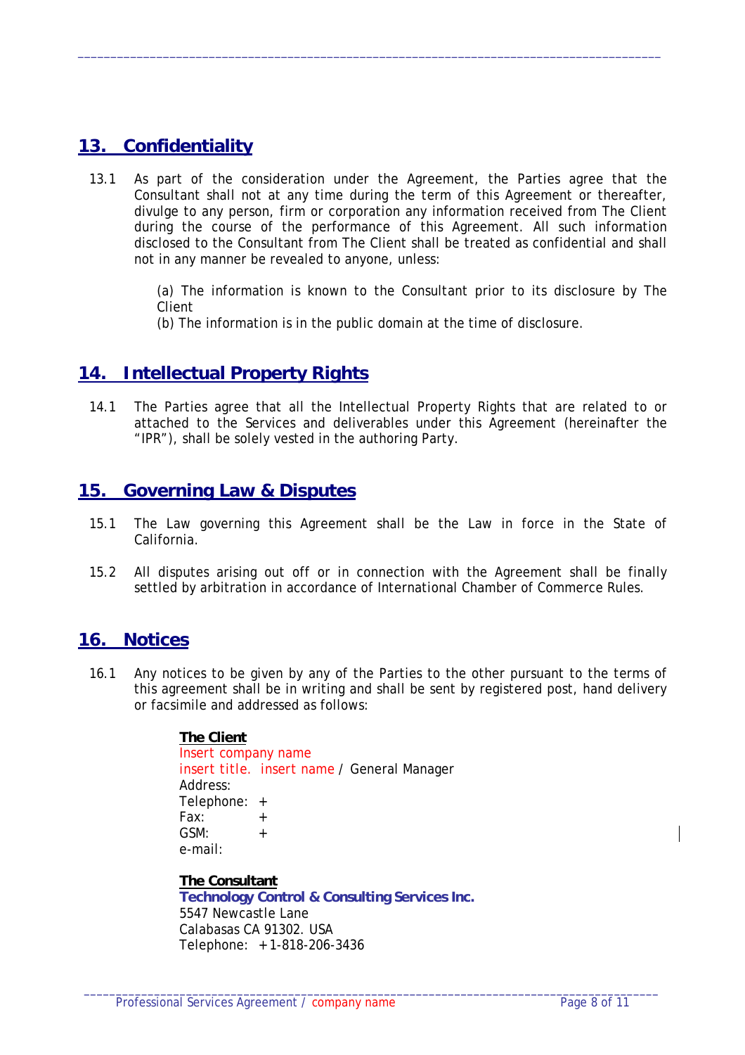## 13. Confidentiality

13.1 As part of the consideration under the Agreement, the Parties agree that the Consultant shall not at any time during the term of this Agreement or thereafter, divulge to any person, firm or corporation any information received from The Client during the course of the performance of this Agreement. All such information disclosed to the Consultant from The Client shall be treated as confidential and shall not in any manner be revealed to anyone, unless:

(a) The information is known to the Consultant prior to its disclosure by The Client
(b) The information is in the public domain at the time of disclosure.

## 14. Intellectual Property Rights

14.1 The Parties agree that all the Intellectual Property Rights that are related to or attached to the Services and deliverables under this Agreement (hereinafter the "IPR"), shall be solely vested in the authoring Party.

## 15. Governing Law & Disputes

15.1 The Law governing this Agreement shall be the Law in force in the State of California.

15.2 All disputes arising out off or in connection with the Agreement shall be finally settled by arbitration in accordance of International Chamber of Commerce Rules.

## 16. Notices

16.1 Any notices to be given by any of the Parties to the other pursuant to the terms of this agreement shall be in writing and shall be sent by registered post, hand delivery or facsimile and addressed as follows:

**The Client**
Insert company name
insert title. insert name / General Manager
Address:
Telephone: +
Fax: +
GSM: +
e-mail:

**The Consultant**
**Technology Control & Consulting Services Inc.**
5547 Newcastle Lane
Calabasas CA 91302. USA
Telephone: +1-818-206-3436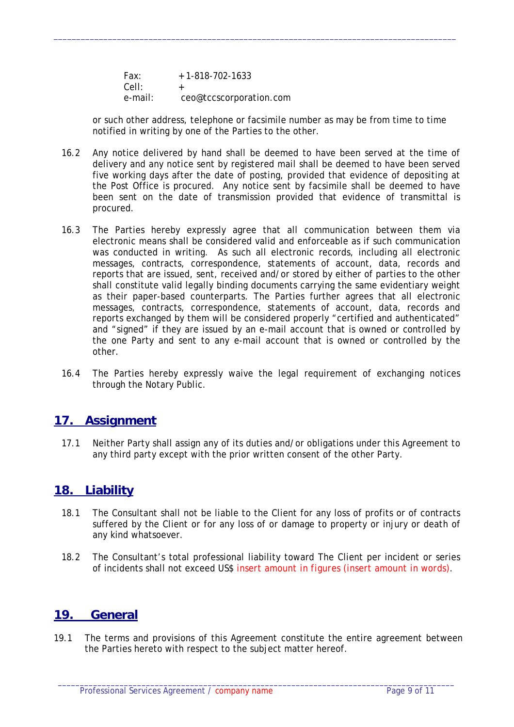Fax: +1-818-702-1633
Cell: +
e-mail: ceo@tccscorporation.com

or such other address, telephone or facsimile number as may be from time to time notified in writing by one of the Parties to the other.

16.2 Any notice delivered by hand shall be deemed to have been served at the time of delivery and any notice sent by registered mail shall be deemed to have been served five working days after the date of posting, provided that evidence of depositing at the Post Office is procured. Any notice sent by facsimile shall be deemed to have been sent on the date of transmission provided that evidence of transmittal is procured.

16.3 The Parties hereby expressly agree that all communication between them via electronic means shall be considered valid and enforceable as if such communication was conducted in writing. As such all electronic records, including all electronic messages, contracts, correspondence, statements of account, data, records and reports that are issued, sent, received and/or stored by either of parties to the other shall constitute valid legally binding documents carrying the same evidentiary weight as their paper-based counterparts. The Parties further agrees that all electronic messages, contracts, correspondence, statements of account, data, records and reports exchanged by them will be considered properly "certified and authenticated" and "signed" if they are issued by an e-mail account that is owned or controlled by the one Party and sent to any e-mail account that is owned or controlled by the other.

16.4 The Parties hereby expressly waive the legal requirement of exchanging notices through the Notary Public.

## 17. Assignment

17.1 Neither Party shall assign any of its duties and/or obligations under this Agreement to any third party except with the prior written consent of the other Party.

## 18. Liability

18.1 The Consultant shall not be liable to the Client for any loss of profits or of contracts suffered by the Client or for any loss of or damage to property or injury or death of any kind whatsoever.

18.2 The Consultant's total professional liability toward The Client per incident or series of incidents shall not exceed US$ insert amount in figures (insert amount in words).

## 19. General

19.1 The terms and provisions of this Agreement constitute the entire agreement between the Parties hereto with respect to the subject matter hereof.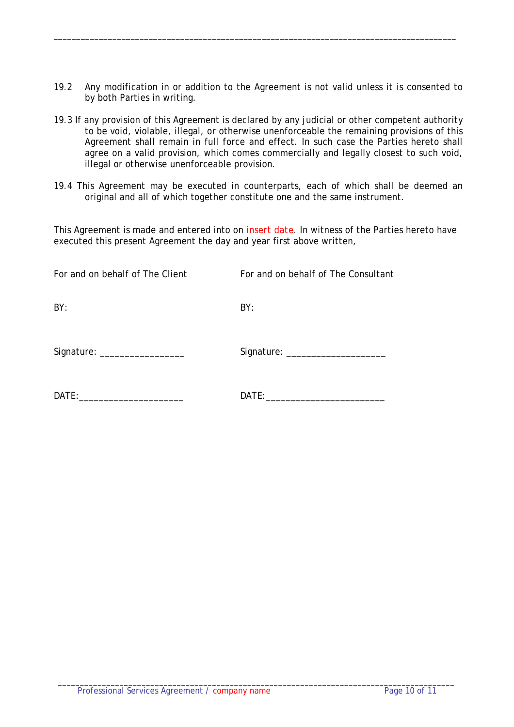19.2 Any modification in or addition to the Agreement is not valid unless it is consented to by both Parties in writing.

19.3 If any provision of this Agreement is declared by any judicial or other competent authority to be void, violable, illegal, or otherwise unenforceable the remaining provisions of this Agreement shall remain in full force and effect. In such case the Parties hereto shall agree on a valid provision, which comes commercially and legally closest to such void, illegal or otherwise unenforceable provision.

19.4 This Agreement may be executed in counterparts, each of which shall be deemed an original and all of which together constitute one and the same instrument.

This Agreement is made and entered into on insert date. In witness of the Parties hereto have executed this present Agreement the day and year first above written,

| For and on behalf of The Client | For and on behalf of The Consultant |
|---|---|
| BY: | BY: |
| Signature: _________________ | Signature: ____________________ |
| DATE:_____________________ | DATE:_______________________ |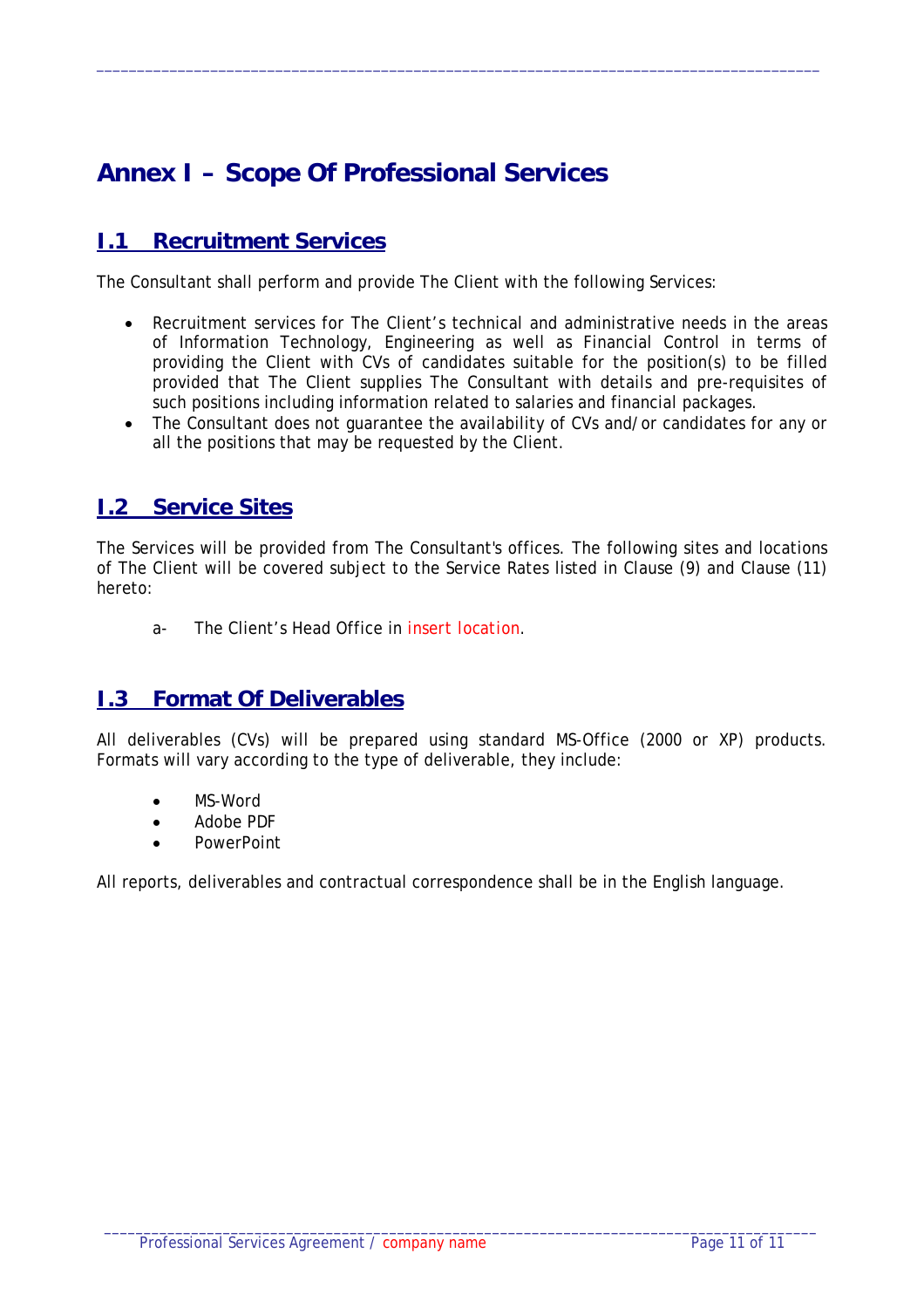# Annex I – Scope Of Professional Services

## I.1 Recruitment Services

The Consultant shall perform and provide The Client with the following Services:

- Recruitment services for The Client's technical and administrative needs in the areas of Information Technology, Engineering as well as Financial Control in terms of providing the Client with CVs of candidates suitable for the position(s) to be filled provided that The Client supplies The Consultant with details and pre-requisites of such positions including information related to salaries and financial packages.
- The Consultant does not guarantee the availability of CVs and/or candidates for any or all the positions that may be requested by the Client.

## I.2 Service Sites

The Services will be provided from The Consultant's offices. The following sites and locations of The Client will be covered subject to the Service Rates listed in Clause (9) and Clause (11) hereto:

a- The Client's Head Office in insert location.

## I.3 Format Of Deliverables

All deliverables (CVs) will be prepared using standard MS-Office (2000 or XP) products. Formats will vary according to the type of deliverable, they include:

- MS-Word
- Adobe PDF
- PowerPoint

All reports, deliverables and contractual correspondence shall be in the English language.